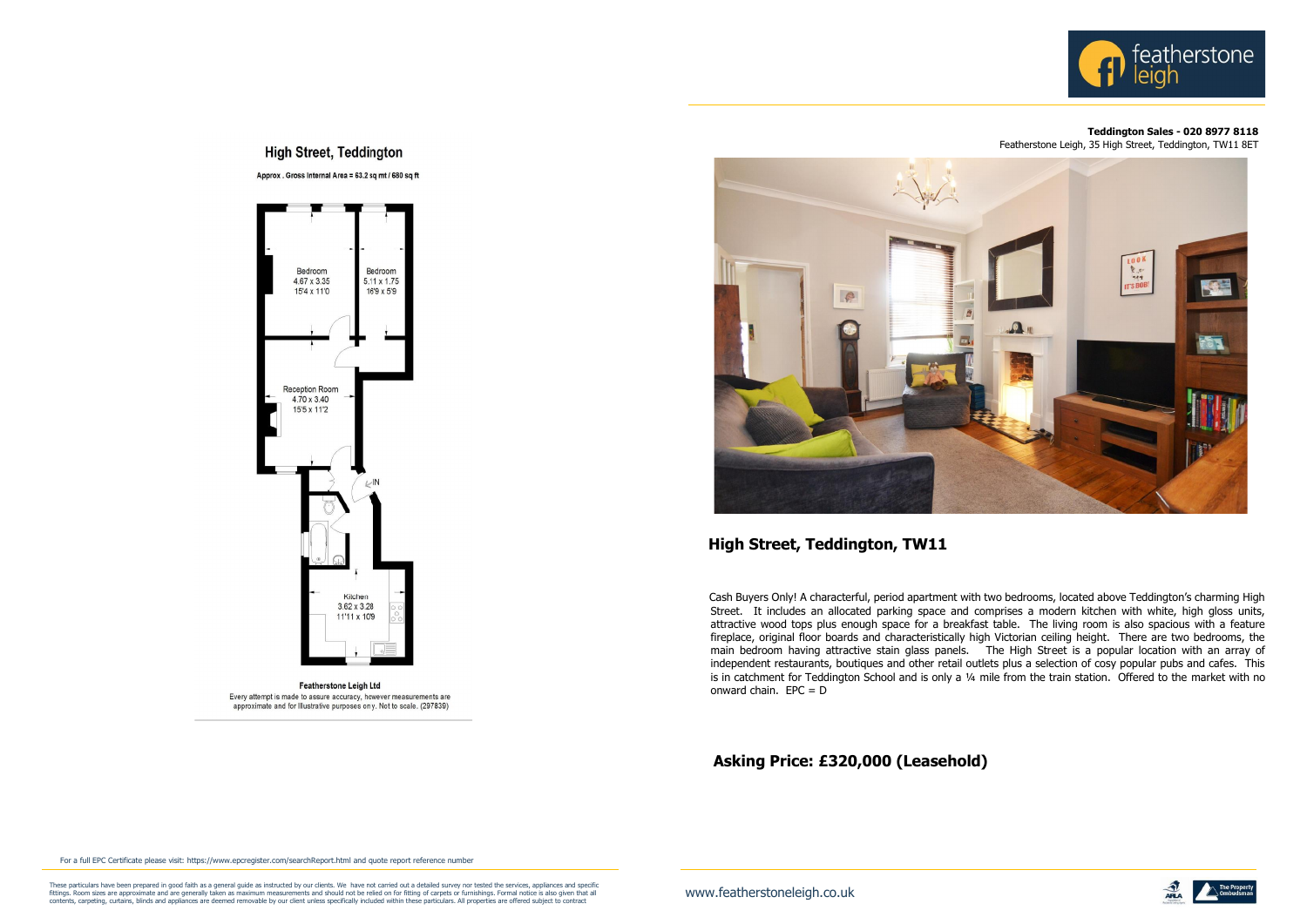Teddington Sales - 020 8977 8118
Featherstone Leigh, 35 High Street, Teddington, TW11 8ET

## High Street, Teddington

Approx . Gross Internal Area = 63.2 sq mt / 680 sq ft

Bedroom
4.67 x 3.35
15'4 x 11'0

Bedroom
5.11 x 1.75
16'9 x 5'9

Reception Room
4.70 x 3.40
15'5 x 11'2

IN

Kitchen
3.62 x 3.28
11'11 x 10'9

**Featherstone Leigh Ltd**

Every attempt is made to assure accuracy, however measurements are approximate and for illustrative purposes only. Not to scale. (297839)

## High Street, Teddington, TW11

Cash Buyers Only! A characterful, period apartment with two bedrooms, located above Teddington's charming High Street. It includes an allocated parking space and comprises a modern kitchen with white, high gloss units, attractive wood tops plus enough space for a breakfast table. The living room is also spacious with a feature fireplace, original floor boards and characteristically high Victorian ceiling height. There are two bedrooms, the main bedroom having attractive stain glass panels. The High Street is a popular location with an array of independent restaurants, boutiques and other retail outlets plus a selection of cosy popular pubs and cafes. This is in catchment for Teddington School and is only a ¼ mile from the train station. Offered to the market with no onward chain. EPC = D

### Asking Price: £320,000 (Leasehold)

For a full EPC Certificate please visit: https://www.epcregister.com/searchReport.html and quote report reference number

These particulars have been prepared in good faith as a general guide as instructed by our clients. We have not carried out a detailed survey nor tested the services, appliances and specific fittings. Room sizes are approximate and are generally taken as maximum measurements and should not be relied on for fitting of carpets or furnishings. Formal notice is also given that all contents, carpeting, curtains, blinds and appliances are deemed removable by our client unless specifically included within these particulars. All properties are offered subject to contract

www.featherstoneleigh.co.uk